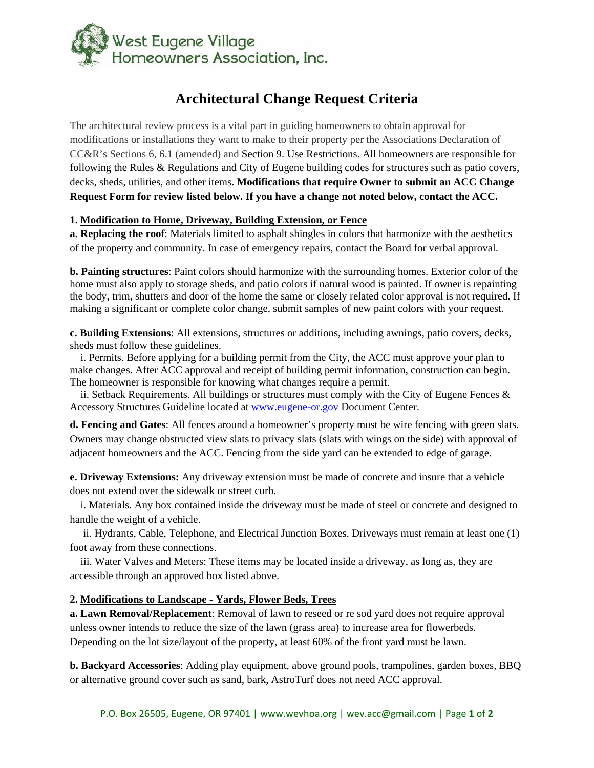West Eugene Village Homeowners Association, Inc.

# Architectural Change Request Criteria

The architectural review process is a vital part in guiding homeowners to obtain approval for modifications or installations they want to make to their property per the Associations Declaration of CC&R's Sections 6, 6.1 (amended) and Section 9. Use Restrictions. All homeowners are responsible for following the Rules & Regulations and City of Eugene building codes for structures such as patio covers, decks, sheds, utilities, and other items. **Modifications that require Owner to submit an ACC Change Request Form for review listed below. If you have a change not noted below, contact the ACC.**

### 1. Modification to Home, Driveway, Building Extension, or Fence

**a. Replacing the roof**: Materials limited to asphalt shingles in colors that harmonize with the aesthetics of the property and community. In case of emergency repairs, contact the Board for verbal approval.

**b. Painting structures**: Paint colors should harmonize with the surrounding homes. Exterior color of the home must also apply to storage sheds, and patio colors if natural wood is painted. If owner is repainting the body, trim, shutters and door of the home the same or closely related color approval is not required. If making a significant or complete color change, submit samples of new paint colors with your request.

**c. Building Extensions**: All extensions, structures or additions, including awnings, patio covers, decks, sheds must follow these guidelines.

i. Permits. Before applying for a building permit from the City, the ACC must approve your plan to make changes. After ACC approval and receipt of building permit information, construction can begin. The homeowner is responsible for knowing what changes require a permit.

ii. Setback Requirements. All buildings or structures must comply with the City of Eugene Fences & Accessory Structures Guideline located at www.eugene-or.gov Document Center.

**d. Fencing and Gates**: All fences around a homeowner's property must be wire fencing with green slats. Owners may change obstructed view slats to privacy slats (slats with wings on the side) with approval of adjacent homeowners and the ACC. Fencing from the side yard can be extended to edge of garage.

**e. Driveway Extensions:** Any driveway extension must be made of concrete and insure that a vehicle does not extend over the sidewalk or street curb.

i. Materials. Any box contained inside the driveway must be made of steel or concrete and designed to handle the weight of a vehicle.

ii. Hydrants, Cable, Telephone, and Electrical Junction Boxes. Driveways must remain at least one (1) foot away from these connections.

iii. Water Valves and Meters: These items may be located inside a driveway, as long as, they are accessible through an approved box listed above.

### 2. Modifications to Landscape - Yards, Flower Beds, Trees

**a. Lawn Removal/Replacement**: Removal of lawn to reseed or re sod yard does not require approval unless owner intends to reduce the size of the lawn (grass area) to increase area for flowerbeds. Depending on the lot size/layout of the property, at least 60% of the front yard must be lawn.

**b. Backyard Accessories**: Adding play equipment, above ground pools, trampolines, garden boxes, BBQ or alternative ground cover such as sand, bark, AstroTurf does not need ACC approval.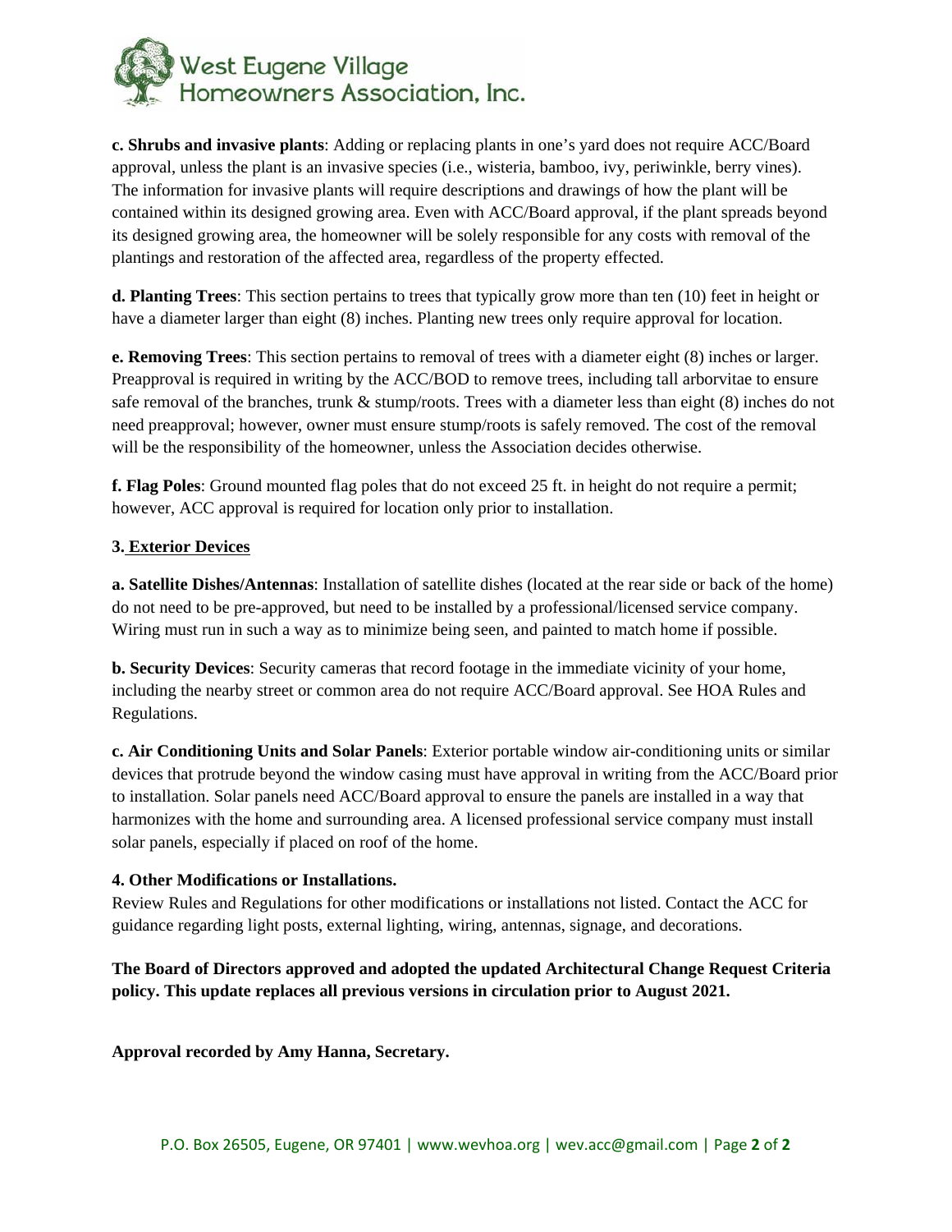**c. Shrubs and invasive plants**: Adding or replacing plants in one's yard does not require ACC/Board approval, unless the plant is an invasive species (i.e., wisteria, bamboo, ivy, periwinkle, berry vines). The information for invasive plants will require descriptions and drawings of how the plant will be contained within its designed growing area. Even with ACC/Board approval, if the plant spreads beyond its designed growing area, the homeowner will be solely responsible for any costs with removal of the plantings and restoration of the affected area, regardless of the property effected.

**d. Planting Trees**: This section pertains to trees that typically grow more than ten (10) feet in height or have a diameter larger than eight (8) inches. Planting new trees only require approval for location.

**e. Removing Trees**: This section pertains to removal of trees with a diameter eight (8) inches or larger. Preapproval is required in writing by the ACC/BOD to remove trees, including tall arborvitae to ensure safe removal of the branches, trunk & stump/roots. Trees with a diameter less than eight (8) inches do not need preapproval; however, owner must ensure stump/roots is safely removed. The cost of the removal will be the responsibility of the homeowner, unless the Association decides otherwise.

**f. Flag Poles**: Ground mounted flag poles that do not exceed 25 ft. in height do not require a permit; however, ACC approval is required for location only prior to installation.

**3. Exterior Devices**

**a. Satellite Dishes/Antennas**: Installation of satellite dishes (located at the rear side or back of the home) do not need to be pre-approved, but need to be installed by a professional/licensed service company. Wiring must run in such a way as to minimize being seen, and painted to match home if possible.

**b. Security Devices**: Security cameras that record footage in the immediate vicinity of your home, including the nearby street or common area do not require ACC/Board approval. See HOA Rules and Regulations.

**c. Air Conditioning Units and Solar Panels**: Exterior portable window air-conditioning units or similar devices that protrude beyond the window casing must have approval in writing from the ACC/Board prior to installation. Solar panels need ACC/Board approval to ensure the panels are installed in a way that harmonizes with the home and surrounding area. A licensed professional service company must install solar panels, especially if placed on roof of the home.

**4. Other Modifications or Installations.**

Review Rules and Regulations for other modifications or installations not listed. Contact the ACC for guidance regarding light posts, external lighting, wiring, antennas, signage, and decorations.

**The Board of Directors approved and adopted the updated Architectural Change Request Criteria policy. This update replaces all previous versions in circulation prior to August 2021.**

**Approval recorded by Amy Hanna, Secretary.**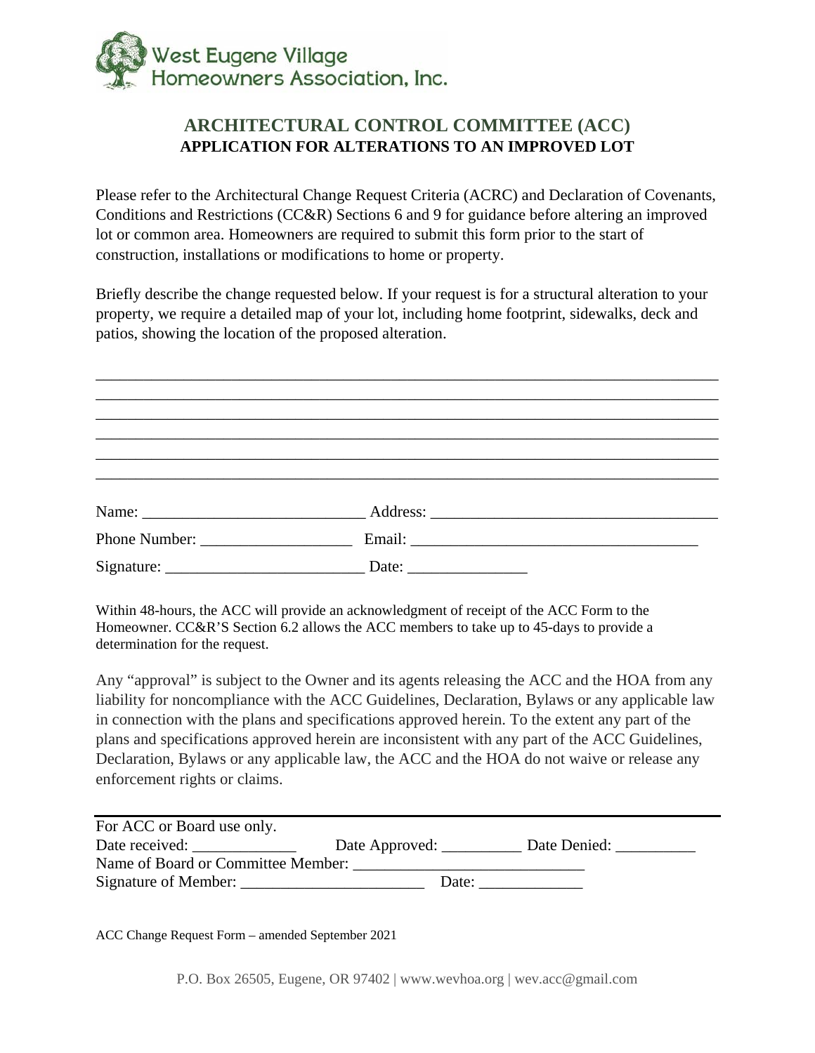West Eugene Village Homeowners Association, Inc.

# ARCHITECTURAL CONTROL COMMITTEE (ACC)

## APPLICATION FOR ALTERATIONS TO AN IMPROVED LOT

Please refer to the Architectural Change Request Criteria (ACRC) and Declaration of Covenants, Conditions and Restrictions (CC&R) Sections 6 and 9 for guidance before altering an improved lot or common area. Homeowners are required to submit this form prior to the start of construction, installations or modifications to home or property.

Briefly describe the change requested below. If your request is for a structural alteration to your property, we require a detailed map of your lot, including home footprint, sidewalks, deck and patios, showing the location of the proposed alteration.

_______________________________________________________________________________

_______________________________________________________________________________

_______________________________________________________________________________

_______________________________________________________________________________

_______________________________________________________________________________

_______________________________________________________________________________

Name: ____________________________ Address: ___________________________________

Phone Number: ___________________ Email: ____________________________________

Signature: _________________________ Date: _______________

Within 48-hours, the ACC will provide an acknowledgment of receipt of the ACC Form to the Homeowner. CC&R'S Section 6.2 allows the ACC members to take up to 45-days to provide a determination for the request.

Any "approval" is subject to the Owner and its agents releasing the ACC and the HOA from any liability for noncompliance with the ACC Guidelines, Declaration, Bylaws or any applicable law in connection with the plans and specifications approved herein. To the extent any part of the plans and specifications approved herein are inconsistent with any part of the ACC Guidelines, Declaration, Bylaws or any applicable law, the ACC and the HOA do not waive or release any enforcement rights or claims.

---

For ACC or Board use only.

Date received: _____________ Date Approved: __________ Date Denied: __________

Name of Board or Committee Member: ____________________________

Signature of Member: ______________________ Date: ____________

ACC Change Request Form – amended September 2021

P.O. Box 26505, Eugene, OR 97402 | www.wevhoa.org | wev.acc@gmail.com